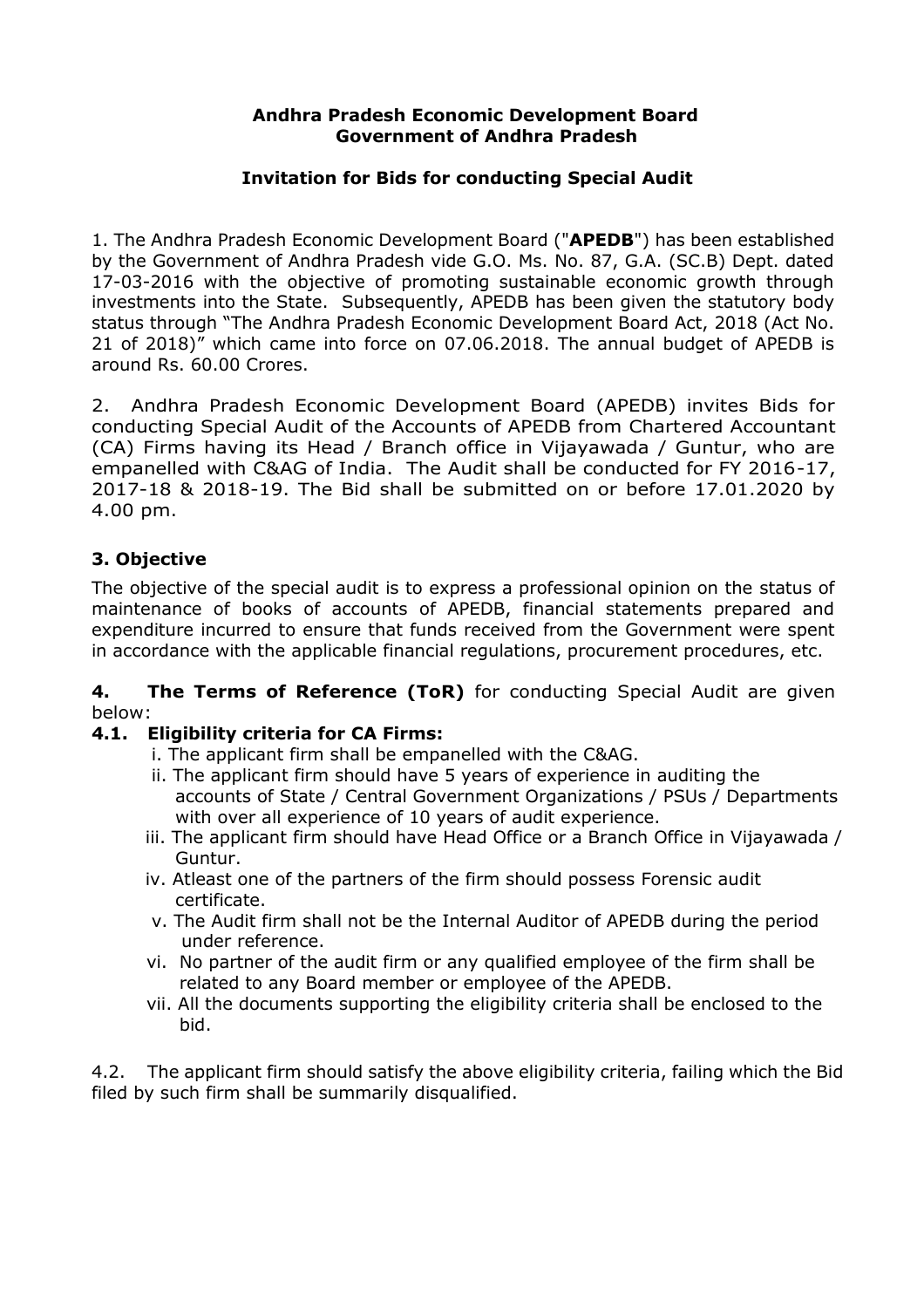**Andhra Pradesh Economic Development Board**
**Government of Andhra Pradesh**

**Invitation for Bids for conducting Special Audit**

1. The Andhra Pradesh Economic Development Board ("**APEDB**") has been established by the Government of Andhra Pradesh vide G.O. Ms. No. 87, G.A. (SC.B) Dept. dated 17-03-2016 with the objective of promoting sustainable economic growth through investments into the State. Subsequently, APEDB has been given the statutory body status through "The Andhra Pradesh Economic Development Board Act, 2018 (Act No. 21 of 2018)" which came into force on 07.06.2018. The annual budget of APEDB is around Rs. 60.00 Crores.

2. Andhra Pradesh Economic Development Board (APEDB) invites Bids for conducting Special Audit of the Accounts of APEDB from Chartered Accountant (CA) Firms having its Head / Branch office in Vijayawada / Guntur, who are empanelled with C&AG of India. The Audit shall be conducted for FY 2016-17, 2017-18 & 2018-19. The Bid shall be submitted on or before 17.01.2020 by 4.00 pm.

### 3. Objective

The objective of the special audit is to express a professional opinion on the status of maintenance of books of accounts of APEDB, financial statements prepared and expenditure incurred to ensure that funds received from the Government were spent in accordance with the applicable financial regulations, procurement procedures, etc.

**4. The Terms of Reference (ToR)** for conducting Special Audit are given below:

**4.1. Eligibility criteria for CA Firms:**

i. The applicant firm shall be empanelled with the C&AG.
ii. The applicant firm should have 5 years of experience in auditing the accounts of State / Central Government Organizations / PSUs / Departments with over all experience of 10 years of audit experience.
iii. The applicant firm should have Head Office or a Branch Office in Vijayawada / Guntur.
iv. Atleast one of the partners of the firm should possess Forensic audit certificate.
v. The Audit firm shall not be the Internal Auditor of APEDB during the period under reference.
vi. No partner of the audit firm or any qualified employee of the firm shall be related to any Board member or employee of the APEDB.
vii. All the documents supporting the eligibility criteria shall be enclosed to the bid.

4.2. The applicant firm should satisfy the above eligibility criteria, failing which the Bid filed by such firm shall be summarily disqualified.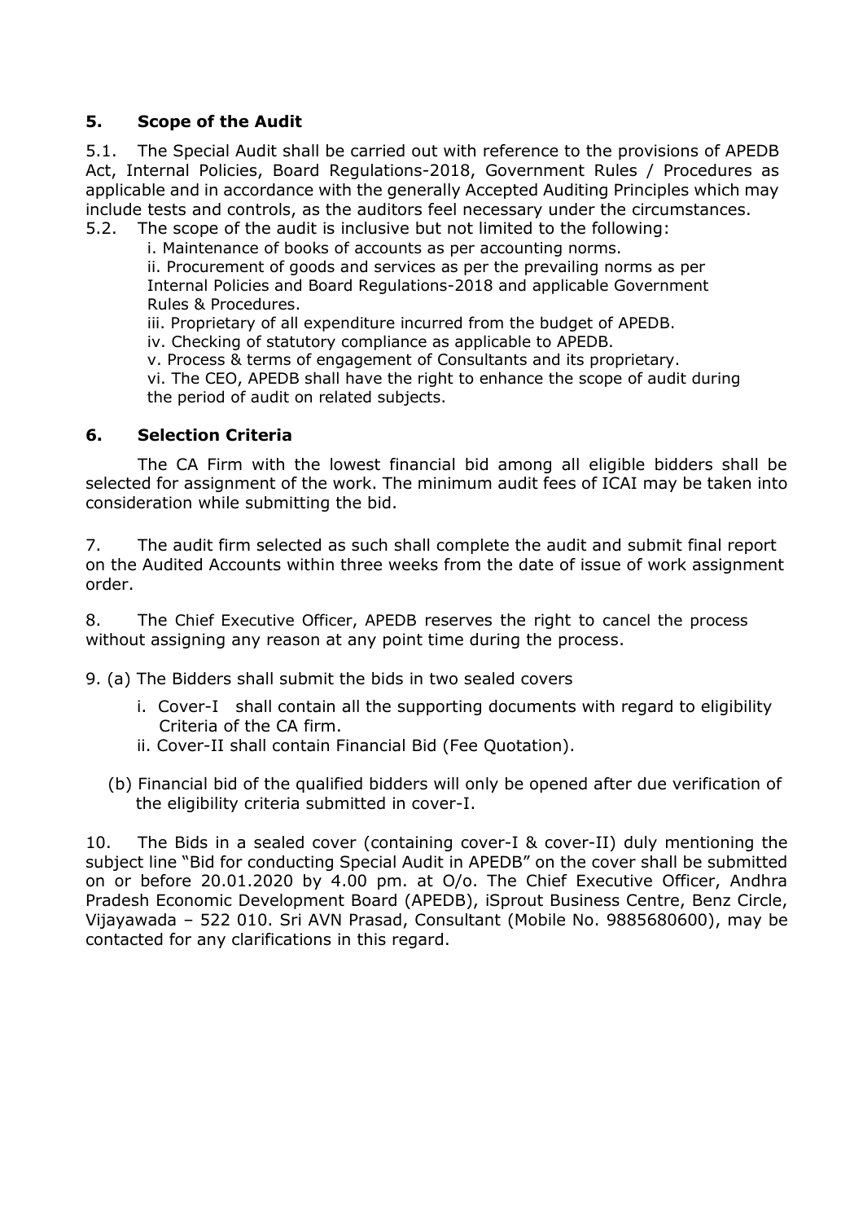## 5. Scope of the Audit

5.1. The Special Audit shall be carried out with reference to the provisions of APEDB Act, Internal Policies, Board Regulations-2018, Government Rules / Procedures as applicable and in accordance with the generally Accepted Auditing Principles which may include tests and controls, as the auditors feel necessary under the circumstances.

5.2. The scope of the audit is inclusive but not limited to the following:

i. Maintenance of books of accounts as per accounting norms.

ii. Procurement of goods and services as per the prevailing norms as per Internal Policies and Board Regulations-2018 and applicable Government Rules & Procedures.

iii. Proprietary of all expenditure incurred from the budget of APEDB.

iv. Checking of statutory compliance as applicable to APEDB.

v. Process & terms of engagement of Consultants and its proprietary.

vi. The CEO, APEDB shall have the right to enhance the scope of audit during the period of audit on related subjects.

## 6. Selection Criteria

The CA Firm with the lowest financial bid among all eligible bidders shall be selected for assignment of the work. The minimum audit fees of ICAI may be taken into consideration while submitting the bid.

7. The audit firm selected as such shall complete the audit and submit final report on the Audited Accounts within three weeks from the date of issue of work assignment order.

8. The Chief Executive Officer, APEDB reserves the right to cancel the process without assigning any reason at any point time during the process.

9. (a) The Bidders shall submit the bids in two sealed covers

i. Cover-I shall contain all the supporting documents with regard to eligibility Criteria of the CA firm.

ii. Cover-II shall contain Financial Bid (Fee Quotation).

(b) Financial bid of the qualified bidders will only be opened after due verification of the eligibility criteria submitted in cover-I.

10. The Bids in a sealed cover (containing cover-I & cover-II) duly mentioning the subject line "Bid for conducting Special Audit in APEDB" on the cover shall be submitted on or before 20.01.2020 by 4.00 pm. at O/o. The Chief Executive Officer, Andhra Pradesh Economic Development Board (APEDB), iSprout Business Centre, Benz Circle, Vijayawada – 522 010. Sri AVN Prasad, Consultant (Mobile No. 9885680600), may be contacted for any clarifications in this regard.